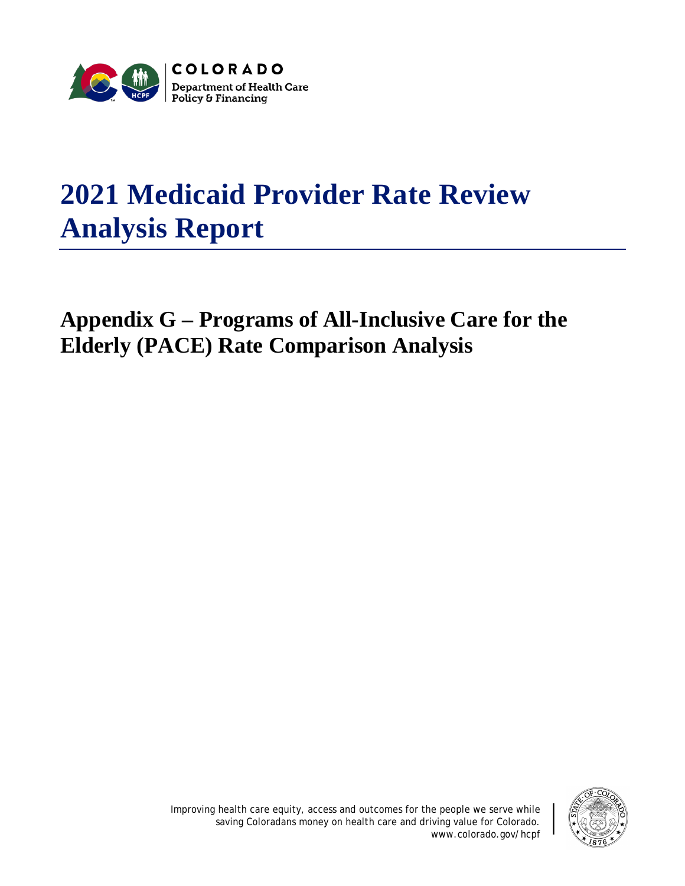COLORADO
Department of Health Care
Policy & Financing

# 2021 Medicaid Provider Rate Review Analysis Report

## Appendix G – Programs of All-Inclusive Care for the Elderly (PACE) Rate Comparison Analysis

Improving health care equity, access and outcomes for the people we serve while saving Coloradans money on health care and driving value for Colorado.
www.colorado.gov/hcpf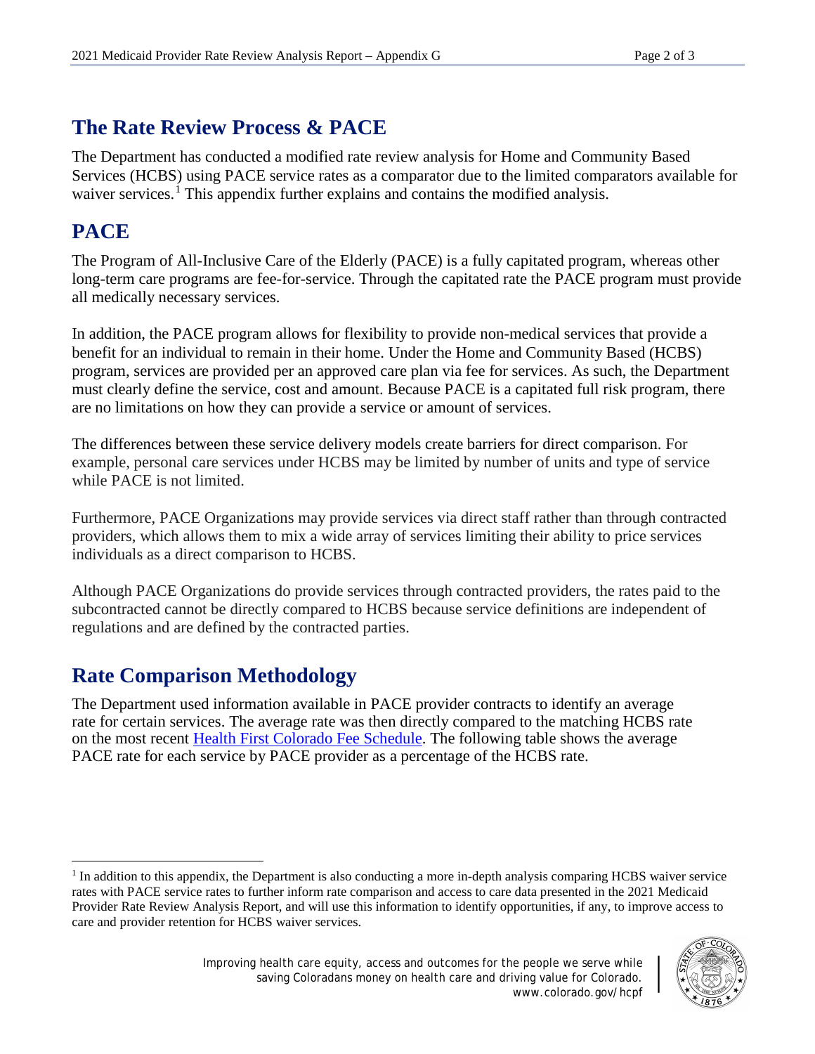## The Rate Review Process & PACE

The Department has conducted a modified rate review analysis for Home and Community Based Services (HCBS) using PACE service rates as a comparator due to the limited comparators available for waiver services.[1] This appendix further explains and contains the modified analysis.

## PACE

The Program of All-Inclusive Care of the Elderly (PACE) is a fully capitated program, whereas other long-term care programs are fee-for-service. Through the capitated rate the PACE program must provide all medically necessary services.

In addition, the PACE program allows for flexibility to provide non-medical services that provide a benefit for an individual to remain in their home. Under the Home and Community Based (HCBS) program, services are provided per an approved care plan via fee for services. As such, the Department must clearly define the service, cost and amount. Because PACE is a capitated full risk program, there are no limitations on how they can provide a service or amount of services.

The differences between these service delivery models create barriers for direct comparison. For example, personal care services under HCBS may be limited by number of units and type of service while PACE is not limited.

Furthermore, PACE Organizations may provide services via direct staff rather than through contracted providers, which allows them to mix a wide array of services limiting their ability to price services individuals as a direct comparison to HCBS.

Although PACE Organizations do provide services through contracted providers, the rates paid to the subcontracted cannot be directly compared to HCBS because service definitions are independent of regulations and are defined by the contracted parties.

## Rate Comparison Methodology

The Department used information available in PACE provider contracts to identify an average rate for certain services. The average rate was then directly compared to the matching HCBS rate on the most recent [Health First Colorado Fee Schedule](). The following table shows the average PACE rate for each service by PACE provider as a percentage of the HCBS rate.

[1] In addition to this appendix, the Department is also conducting a more in-depth analysis comparing HCBS waiver service rates with PACE service rates to further inform rate comparison and access to care data presented in the 2021 Medicaid Provider Rate Review Analysis Report, and will use this information to identify opportunities, if any, to improve access to care and provider retention for HCBS waiver services.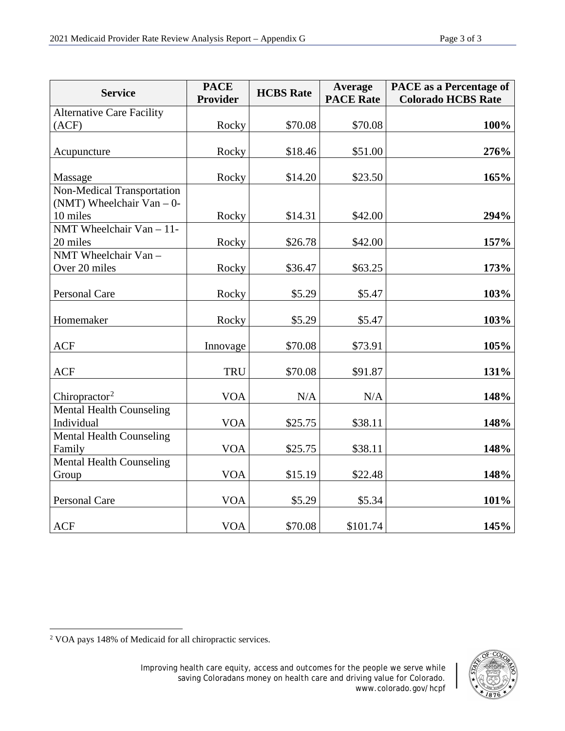| Service | PACE Provider | HCBS Rate | Average PACE Rate | PACE as a Percentage of Colorado HCBS Rate |
|---|---|---|---|---|
| Alternative Care Facility (ACF) | Rocky | $70.08 | $70.08 | **100%** |
| Acupuncture | Rocky | $18.46 | $51.00 | **276%** |
| Massage | Rocky | $14.20 | $23.50 | **165%** |
| Non-Medical Transportation (NMT) Wheelchair Van – 0-10 miles | Rocky | $14.31 | $42.00 | **294%** |
| NMT Wheelchair Van – 11-20 miles | Rocky | $26.78 | $42.00 | **157%** |
| NMT Wheelchair Van – Over 20 miles | Rocky | $36.47 | $63.25 | **173%** |
| Personal Care | Rocky | $5.29 | $5.47 | **103%** |
| Homemaker | Rocky | $5.29 | $5.47 | **103%** |
| ACF | Innovage | $70.08 | $73.91 | **105%** |
| ACF | TRU | $70.08 | $91.87 | **131%** |
| Chiropractor[2] | VOA | N/A | N/A | **148%** |
| Mental Health Counseling Individual | VOA | $25.75 | $38.11 | **148%** |
| Mental Health Counseling Family | VOA | $25.75 | $38.11 | **148%** |
| Mental Health Counseling Group | VOA | $15.19 | $22.48 | **148%** |
| Personal Care | VOA | $5.29 | $5.34 | **101%** |
| ACF | VOA | $70.08 | $101.74 | **145%** |

[2] VOA pays 148% of Medicaid for all chiropractic services.